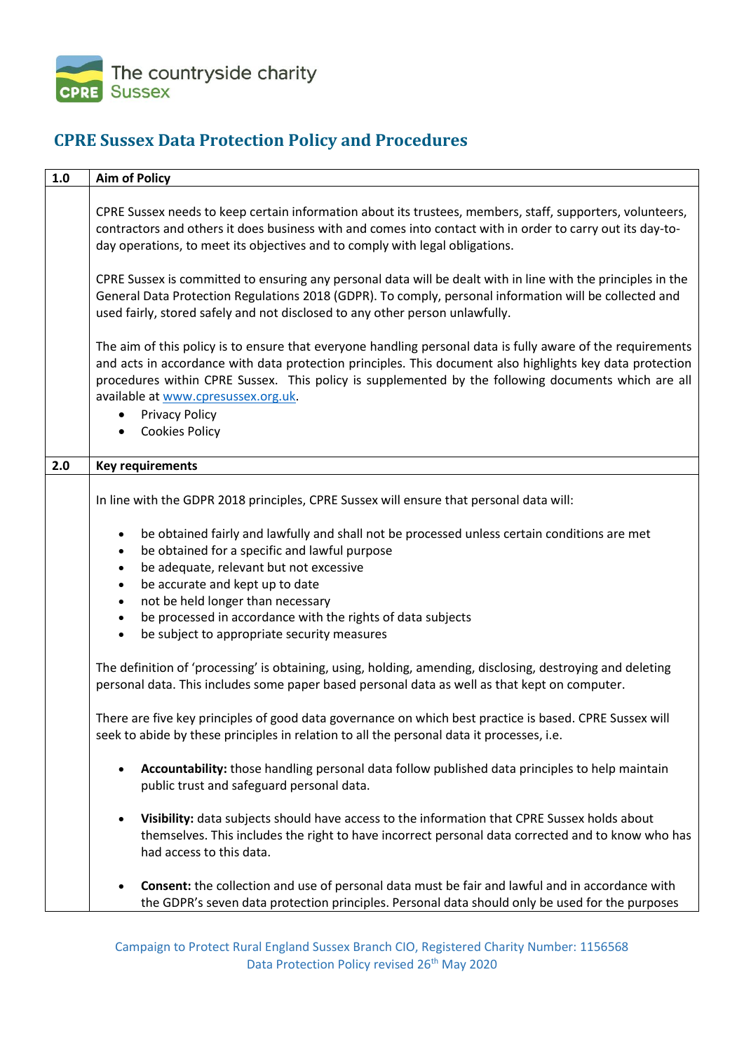The countryside charity
CPRE Sussex

# CPRE Sussex Data Protection Policy and Procedures

## 1.0 Aim of Policy

CPRE Sussex needs to keep certain information about its trustees, members, staff, supporters, volunteers, contractors and others it does business with and comes into contact with in order to carry out its day-to-day operations, to meet its objectives and to comply with legal obligations.

CPRE Sussex is committed to ensuring any personal data will be dealt with in line with the principles in the General Data Protection Regulations 2018 (GDPR). To comply, personal information will be collected and used fairly, stored safely and not disclosed to any other person unlawfully.

The aim of this policy is to ensure that everyone handling personal data is fully aware of the requirements and acts in accordance with data protection principles. This document also highlights key data protection procedures within CPRE Sussex. This policy is supplemented by the following documents which are all available at www.cpresussex.org.uk.

- Privacy Policy
- Cookies Policy

## 2.0 Key requirements

In line with the GDPR 2018 principles, CPRE Sussex will ensure that personal data will:

- be obtained fairly and lawfully and shall not be processed unless certain conditions are met
- be obtained for a specific and lawful purpose
- be adequate, relevant but not excessive
- be accurate and kept up to date
- not be held longer than necessary
- be processed in accordance with the rights of data subjects
- be subject to appropriate security measures

The definition of 'processing' is obtaining, using, holding, amending, disclosing, destroying and deleting personal data. This includes some paper based personal data as well as that kept on computer.

There are five key principles of good data governance on which best practice is based. CPRE Sussex will seek to abide by these principles in relation to all the personal data it processes, i.e.

- **Accountability:** those handling personal data follow published data principles to help maintain public trust and safeguard personal data.

- **Visibility:** data subjects should have access to the information that CPRE Sussex holds about themselves. This includes the right to have incorrect personal data corrected and to know who has had access to this data.

- **Consent:** the collection and use of personal data must be fair and lawful and in accordance with the GDPR's seven data protection principles. Personal data should only be used for the purposes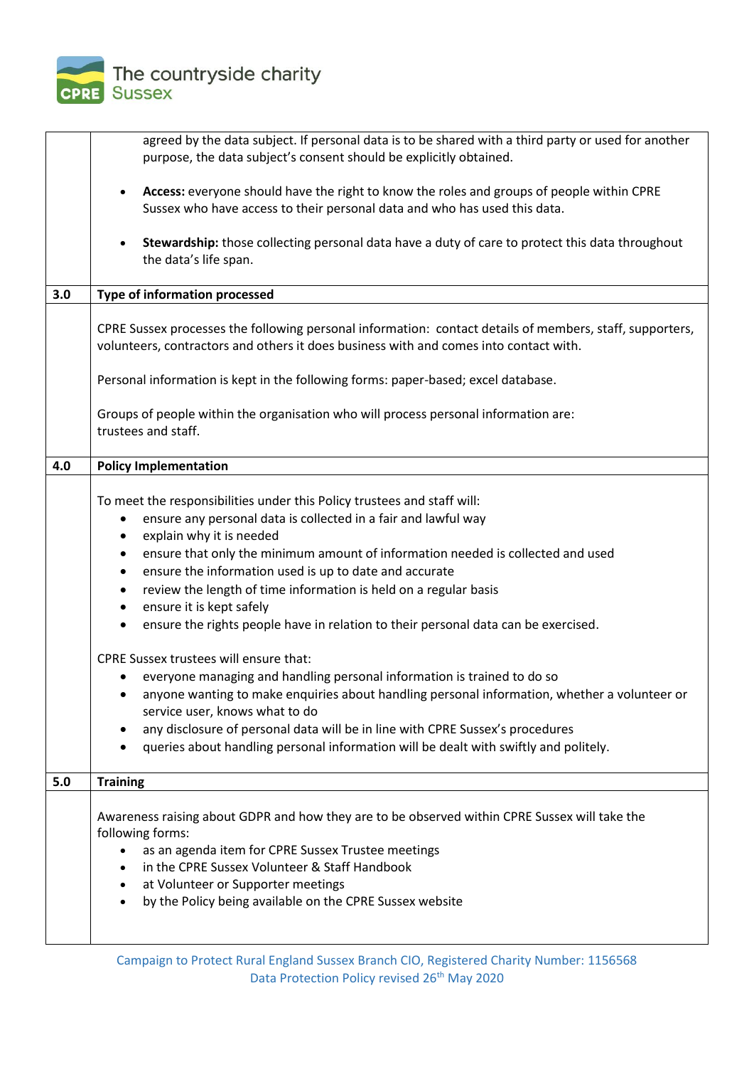agreed by the data subject. If personal data is to be shared with a third party or used for another purpose, the data subject's consent should be explicitly obtained.

- **Access:** everyone should have the right to know the roles and groups of people within CPRE Sussex who have access to their personal data and who has used this data.
- **Stewardship:** those collecting personal data have a duty of care to protect this data throughout the data's life span.

## 3.0 Type of information processed

CPRE Sussex processes the following personal information: contact details of members, staff, supporters, volunteers, contractors and others it does business with and comes into contact with.

Personal information is kept in the following forms: paper-based; excel database.

Groups of people within the organisation who will process personal information are: trustees and staff.

## 4.0 Policy Implementation

To meet the responsibilities under this Policy trustees and staff will:

- ensure any personal data is collected in a fair and lawful way
- explain why it is needed
- ensure that only the minimum amount of information needed is collected and used
- ensure the information used is up to date and accurate
- review the length of time information is held on a regular basis
- ensure it is kept safely
- ensure the rights people have in relation to their personal data can be exercised.

CPRE Sussex trustees will ensure that:

- everyone managing and handling personal information is trained to do so
- anyone wanting to make enquiries about handling personal information, whether a volunteer or service user, knows what to do
- any disclosure of personal data will be in line with CPRE Sussex's procedures
- queries about handling personal information will be dealt with swiftly and politely.

## 5.0 Training

Awareness raising about GDPR and how they are to be observed within CPRE Sussex will take the following forms:

- as an agenda item for CPRE Sussex Trustee meetings
- in the CPRE Sussex Volunteer & Staff Handbook
- at Volunteer or Supporter meetings
- by the Policy being available on the CPRE Sussex website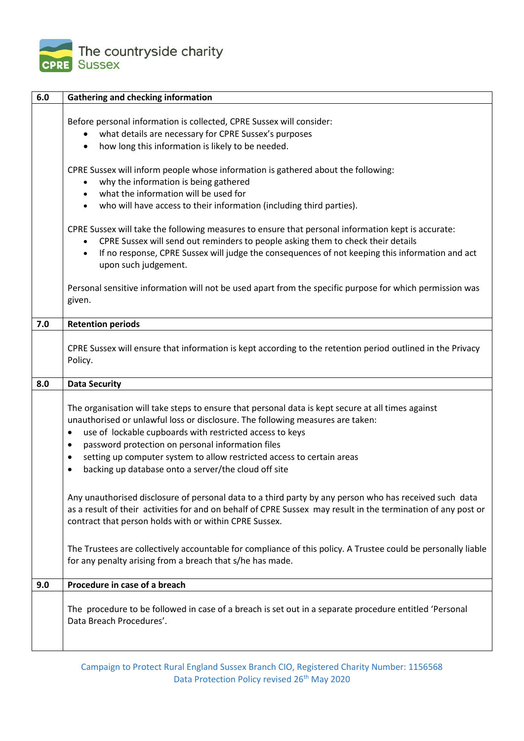## 6.0 Gathering and checking information

Before personal information is collected, CPRE Sussex will consider:

- what details are necessary for CPRE Sussex's purposes
- how long this information is likely to be needed.

CPRE Sussex will inform people whose information is gathered about the following:

- why the information is being gathered
- what the information will be used for
- who will have access to their information (including third parties).

CPRE Sussex will take the following measures to ensure that personal information kept is accurate:

- CPRE Sussex will send out reminders to people asking them to check their details
- If no response, CPRE Sussex will judge the consequences of not keeping this information and act upon such judgement.

Personal sensitive information will not be used apart from the specific purpose for which permission was given.

## 7.0 Retention periods

CPRE Sussex will ensure that information is kept according to the retention period outlined in the Privacy Policy.

## 8.0 Data Security

The organisation will take steps to ensure that personal data is kept secure at all times against unauthorised or unlawful loss or disclosure. The following measures are taken:

- use of lockable cupboards with restricted access to keys
- password protection on personal information files
- setting up computer system to allow restricted access to certain areas
- backing up database onto a server/the cloud off site

Any unauthorised disclosure of personal data to a third party by any person who has received such data as a result of their activities for and on behalf of CPRE Sussex may result in the termination of any post or contract that person holds with or within CPRE Sussex.

The Trustees are collectively accountable for compliance of this policy. A Trustee could be personally liable for any penalty arising from a breach that s/he has made.

## 9.0 Procedure in case of a breach

The procedure to be followed in case of a breach is set out in a separate procedure entitled 'Personal Data Breach Procedures'.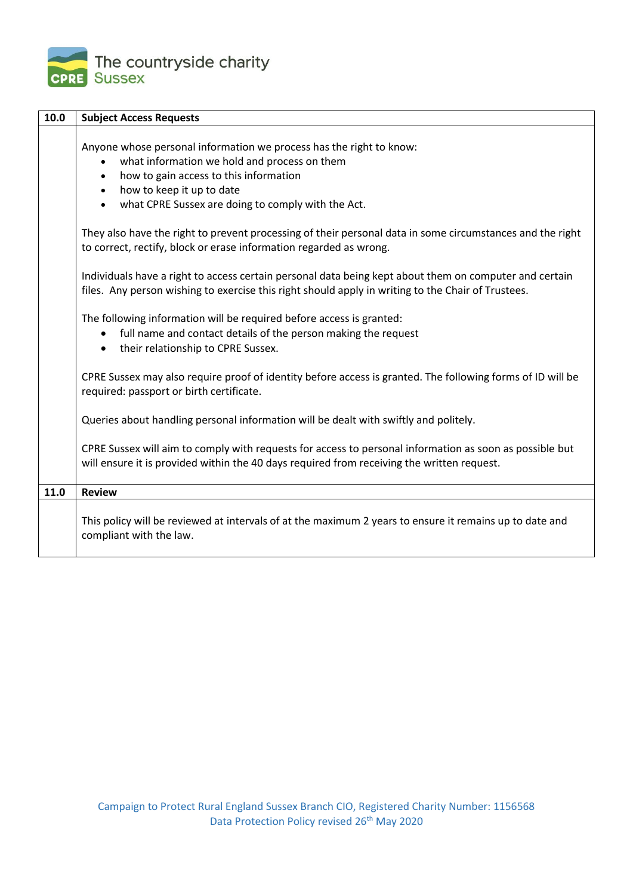| 10.0 | **Subject Access Requests** |
|---|---|
| | Anyone whose personal information we process has the right to know:<br>• what information we hold and process on them<br>• how to gain access to this information<br>• how to keep it up to date<br>• what CPRE Sussex are doing to comply with the Act.<br><br>They also have the right to prevent processing of their personal data in some circumstances and the right to correct, rectify, block or erase information regarded as wrong.<br><br>Individuals have a right to access certain personal data being kept about them on computer and certain files. Any person wishing to exercise this right should apply in writing to the Chair of Trustees.<br><br>The following information will be required before access is granted:<br>• full name and contact details of the person making the request<br>• their relationship to CPRE Sussex.<br><br>CPRE Sussex may also require proof of identity before access is granted. The following forms of ID will be required: passport or birth certificate.<br><br>Queries about handling personal information will be dealt with swiftly and politely.<br><br>CPRE Sussex will aim to comply with requests for access to personal information as soon as possible but will ensure it is provided within the 40 days required from receiving the written request. |
| **11.0** | **Review** |
| | This policy will be reviewed at intervals of at the maximum 2 years to ensure it remains up to date and compliant with the law. |